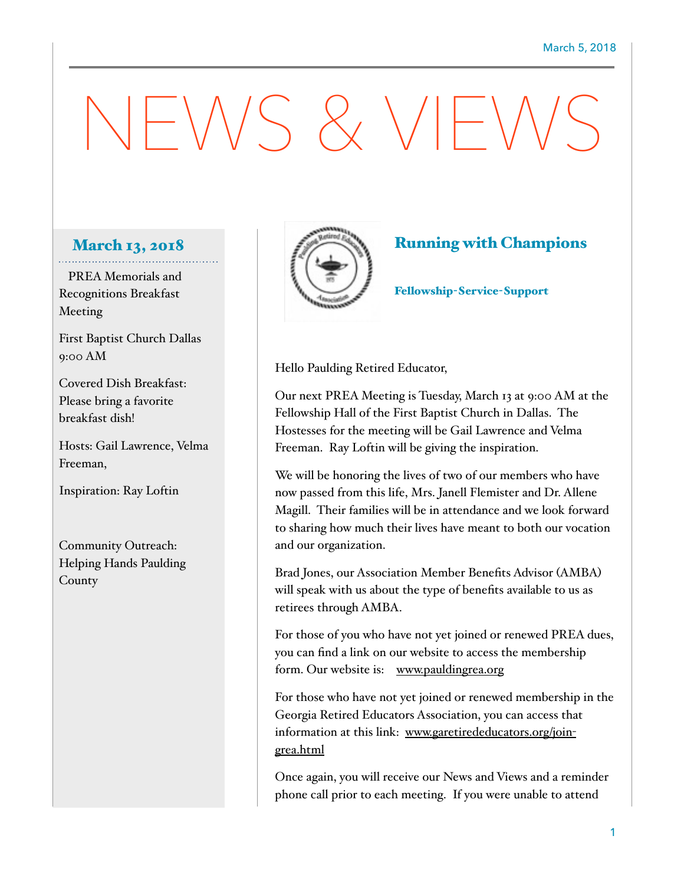March 5, 2018

# NEWS & VIEWS

## March 13, 2018

PREA Memorials and Recognitions Breakfast Meeting

First Baptist Church Dallas
9:00 AM

Covered Dish Breakfast: Please bring a favorite breakfast dish!

Hosts: Gail Lawrence, Velma Freeman,

Inspiration: Ray Loftin

Community Outreach: Helping Hands Paulding County

## Running with Champions

**Fellowship-Service-Support**

Hello Paulding Retired Educator,

Our next PREA Meeting is Tuesday, March 13 at 9:00 AM at the Fellowship Hall of the First Baptist Church in Dallas. The Hostesses for the meeting will be Gail Lawrence and Velma Freeman. Ray Loftin will be giving the inspiration.

We will be honoring the lives of two of our members who have now passed from this life, Mrs. Janell Flemister and Dr. Allene Magill. Their families will be in attendance and we look forward to sharing how much their lives have meant to both our vocation and our organization.

Brad Jones, our Association Member Benefits Advisor (AMBA) will speak with us about the type of benefits available to us as retirees through AMBA.

For those of you who have not yet joined or renewed PREA dues, you can find a link on our website to access the membership form. Our website is: www.pauldingrea.org

For those who have not yet joined or renewed membership in the Georgia Retired Educators Association, you can access that information at this link: www.garetirededucators.org/join-grea.html

Once again, you will receive our News and Views and a reminder phone call prior to each meeting. If you were unable to attend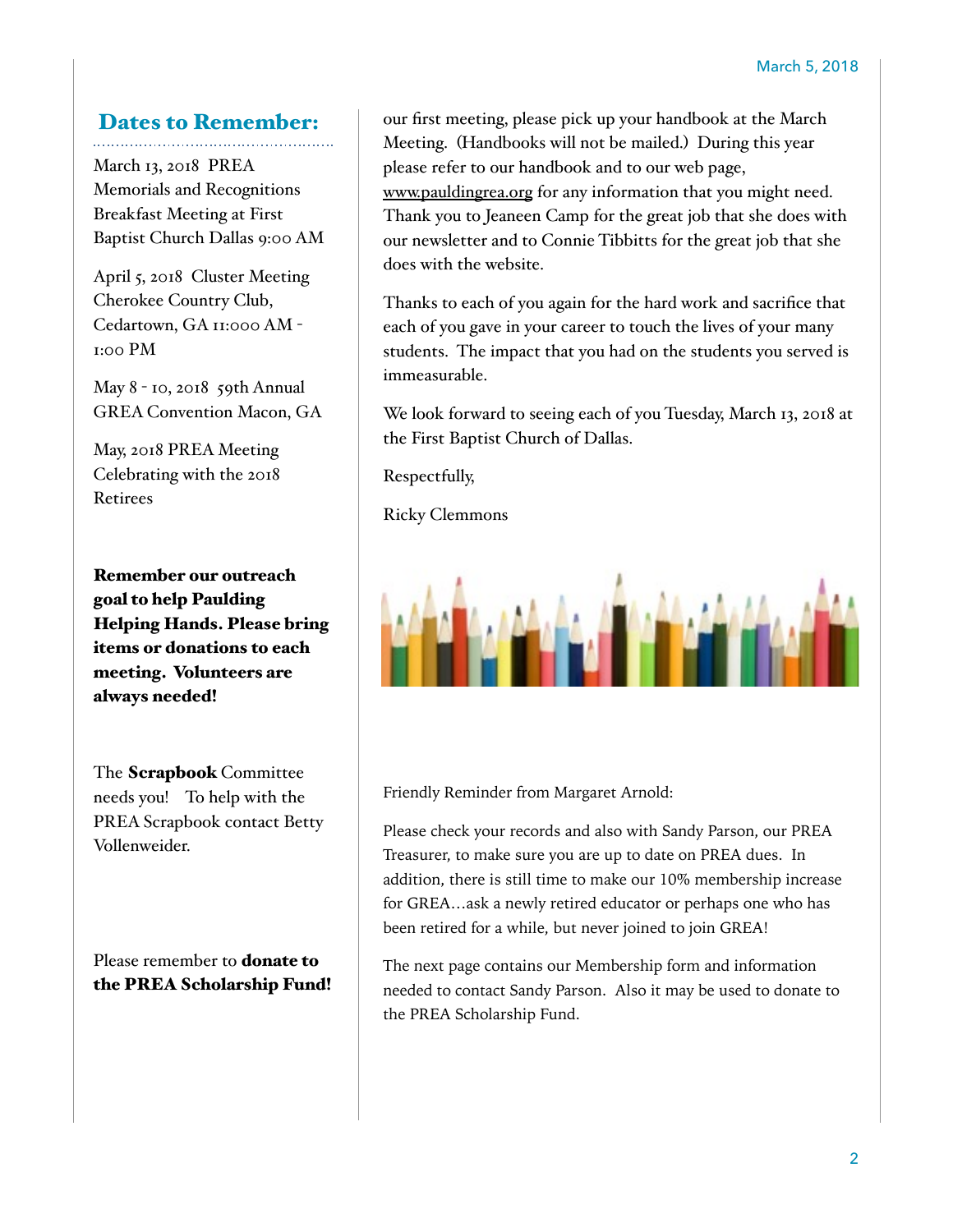## Dates to Remember:

March 13, 2018 PREA Memorials and Recognitions Breakfast Meeting at First Baptist Church Dallas 9:00 AM

April 5, 2018 Cluster Meeting Cherokee Country Club, Cedartown, GA 11:000 AM - 1:00 PM

May 8 - 10, 2018 59th Annual GREA Convention Macon, GA

May, 2018 PREA Meeting Celebrating with the 2018 Retirees

**Remember our outreach goal to help Paulding Helping Hands. Please bring items or donations to each meeting. Volunteers are always needed!**

The **Scrapbook** Committee needs you! To help with the PREA Scrapbook contact Betty Vollenweider.

Please remember to **donate to the PREA Scholarship Fund!**

our first meeting, please pick up your handbook at the March Meeting. (Handbooks will not be mailed.) During this year please refer to our handbook and to our web page, www.pauldingrea.org for any information that you might need. Thank you to Jeaneen Camp for the great job that she does with our newsletter and to Connie Tibbitts for the great job that she does with the website.

Thanks to each of you again for the hard work and sacrifice that each of you gave in your career to touch the lives of your many students. The impact that you had on the students you served is immeasurable.

We look forward to seeing each of you Tuesday, March 13, 2018 at the First Baptist Church of Dallas.

Respectfully,

Ricky Clemmons

Friendly Reminder from Margaret Arnold:

Please check your records and also with Sandy Parson, our PREA Treasurer, to make sure you are up to date on PREA dues. In addition, there is still time to make our 10% membership increase for GREA…ask a newly retired educator or perhaps one who has been retired for a while, but never joined to join GREA!

The next page contains our Membership form and information needed to contact Sandy Parson. Also it may be used to donate to the PREA Scholarship Fund.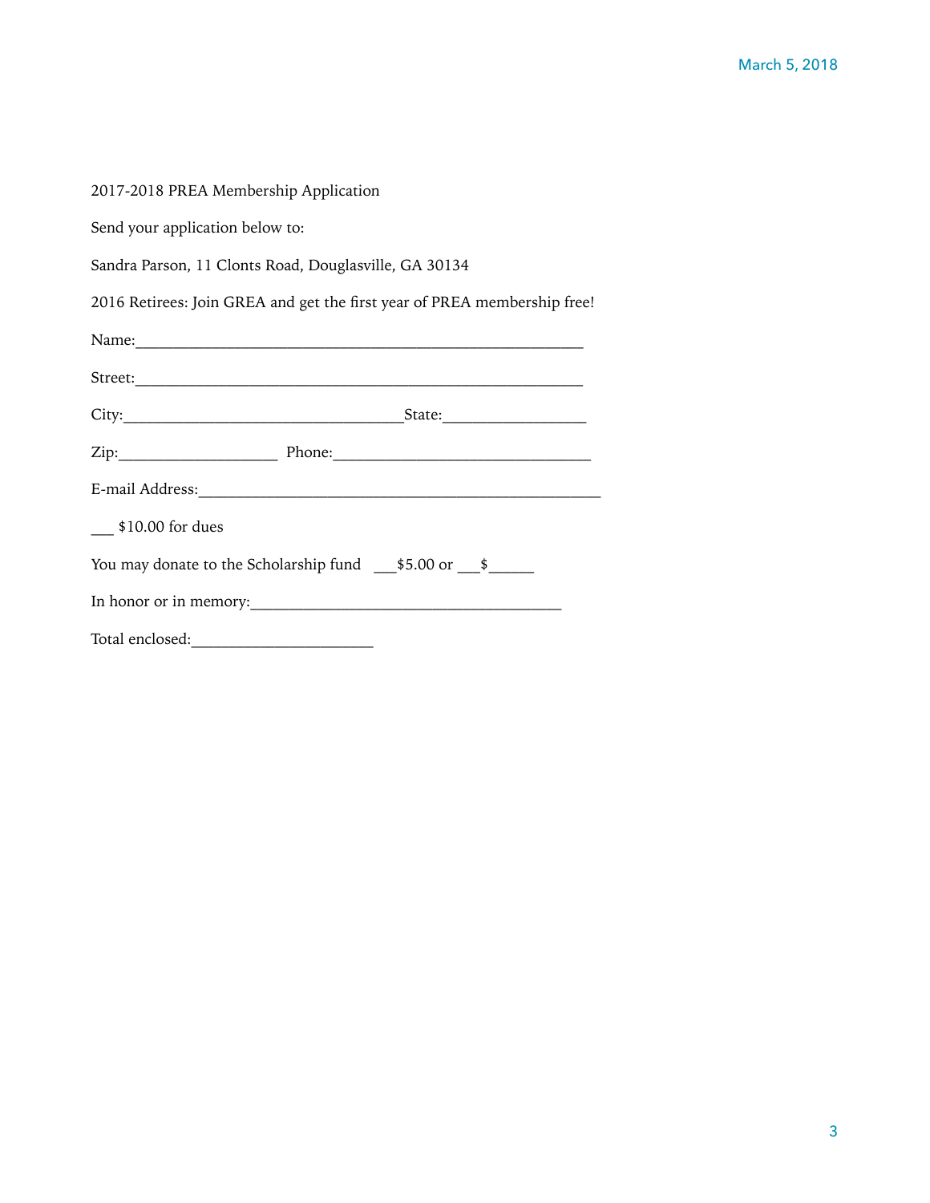2017-2018 PREA Membership Application

Send your application below to:

Sandra Parson, 11 Clonts Road, Douglasville, GA 30134

2016 Retirees: Join GREA and get the first year of PREA membership free!

Name:_______________________________________________________

Street:_______________________________________________________

City:__________________________________State:__________________

Zip:____________________ Phone:________________________________

E-mail Address:_____________________________________________________

___ $10.00 for dues

You may donate to the Scholarship fund ___$5.00 or ___$_____

In honor or in memory:______________________________________

Total enclosed:______________________